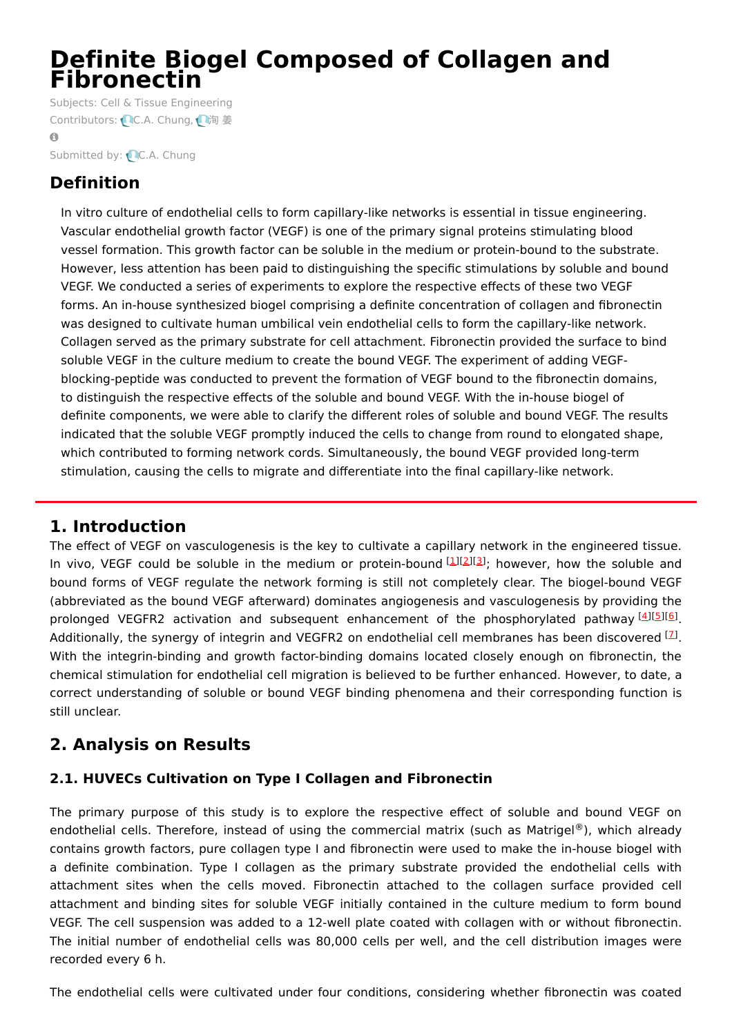# Definite Biogel Composed of Collagen and Fibronectin

Subjects: Cell & Tissue Engineering

Contributors: C.A. Chung, 洵 姜

Submitted by: C.A. Chung

## Definition

In vitro culture of endothelial cells to form capillary-like networks is essential in tissue engineering. Vascular endothelial growth factor (VEGF) is one of the primary signal proteins stimulating blood vessel formation. This growth factor can be soluble in the medium or protein-bound to the substrate. However, less attention has been paid to distinguishing the specific stimulations by soluble and bound VEGF. We conducted a series of experiments to explore the respective effects of these two VEGF forms. An in-house synthesized biogel comprising a definite concentration of collagen and fibronectin was designed to cultivate human umbilical vein endothelial cells to form the capillary-like network. Collagen served as the primary substrate for cell attachment. Fibronectin provided the surface to bind soluble VEGF in the culture medium to create the bound VEGF. The experiment of adding VEGF-blocking-peptide was conducted to prevent the formation of VEGF bound to the fibronectin domains, to distinguish the respective effects of the soluble and bound VEGF. With the in-house biogel of definite components, we were able to clarify the different roles of soluble and bound VEGF. The results indicated that the soluble VEGF promptly induced the cells to change from round to elongated shape, which contributed to forming network cords. Simultaneously, the bound VEGF provided long-term stimulation, causing the cells to migrate and differentiate into the final capillary-like network.

## 1. Introduction

The effect of VEGF on vasculogenesis is the key to cultivate a capillary network in the engineered tissue. In vivo, VEGF could be soluble in the medium or protein-bound [1][2][3]; however, how the soluble and bound forms of VEGF regulate the network forming is still not completely clear. The biogel-bound VEGF (abbreviated as the bound VEGF afterward) dominates angiogenesis and vasculogenesis by providing the prolonged VEGFR2 activation and subsequent enhancement of the phosphorylated pathway [4][5][6]. Additionally, the synergy of integrin and VEGFR2 on endothelial cell membranes has been discovered [7]. With the integrin-binding and growth factor-binding domains located closely enough on fibronectin, the chemical stimulation for endothelial cell migration is believed to be further enhanced. However, to date, a correct understanding of soluble or bound VEGF binding phenomena and their corresponding function is still unclear.

## 2. Analysis on Results

### 2.1. HUVECs Cultivation on Type I Collagen and Fibronectin

The primary purpose of this study is to explore the respective effect of soluble and bound VEGF on endothelial cells. Therefore, instead of using the commercial matrix (such as Matrigel®), which already contains growth factors, pure collagen type I and fibronectin were used to make the in-house biogel with a definite combination. Type I collagen as the primary substrate provided the endothelial cells with attachment sites when the cells moved. Fibronectin attached to the collagen surface provided cell attachment and binding sites for soluble VEGF initially contained in the culture medium to form bound VEGF. The cell suspension was added to a 12-well plate coated with collagen with or without fibronectin. The initial number of endothelial cells was 80,000 cells per well, and the cell distribution images were recorded every 6 h.

The endothelial cells were cultivated under four conditions, considering whether fibronectin was coated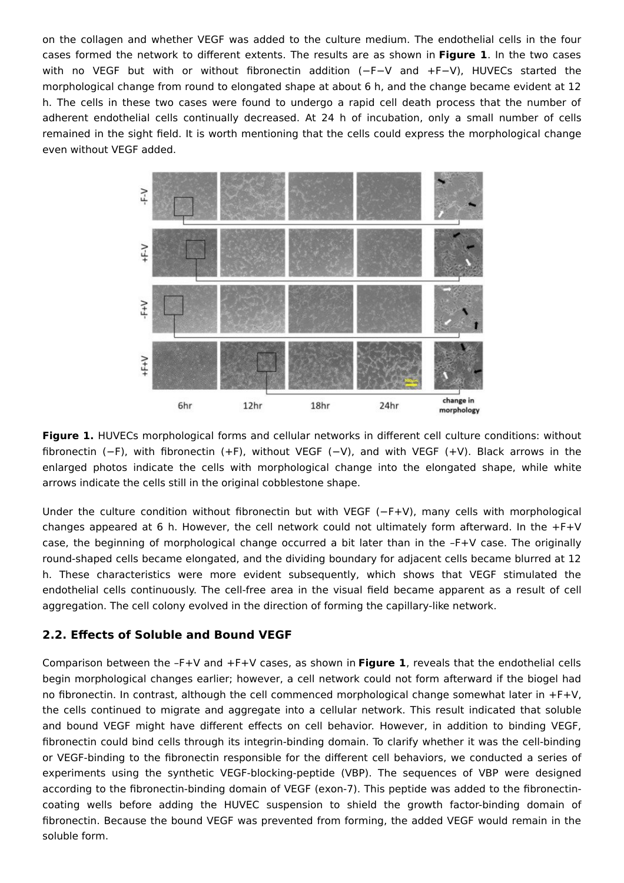on the collagen and whether VEGF was added to the culture medium. The endothelial cells in the four cases formed the network to different extents. The results are as shown in **Figure 1**. In the two cases with no VEGF but with or without fibronectin addition (−F−V and +F−V), HUVECs started the morphological change from round to elongated shape at about 6 h, and the change became evident at 12 h. The cells in these two cases were found to undergo a rapid cell death process that the number of adherent endothelial cells continually decreased. At 24 h of incubation, only a small number of cells remained in the sight field. It is worth mentioning that the cells could express the morphological change even without VEGF added.

**Figure 1.** HUVECs morphological forms and cellular networks in different cell culture conditions: without fibronectin (−F), with fibronectin (+F), without VEGF (−V), and with VEGF (+V). Black arrows in the enlarged photos indicate the cells with morphological change into the elongated shape, while white arrows indicate the cells still in the original cobblestone shape.

Under the culture condition without fibronectin but with VEGF (−F+V), many cells with morphological changes appeared at 6 h. However, the cell network could not ultimately form afterward. In the +F+V case, the beginning of morphological change occurred a bit later than in the –F+V case. The originally round-shaped cells became elongated, and the dividing boundary for adjacent cells became blurred at 12 h. These characteristics were more evident subsequently, which shows that VEGF stimulated the endothelial cells continuously. The cell-free area in the visual field became apparent as a result of cell aggregation. The cell colony evolved in the direction of forming the capillary-like network.

## 2.2. Effects of Soluble and Bound VEGF

Comparison between the –F+V and +F+V cases, as shown in **Figure 1**, reveals that the endothelial cells begin morphological changes earlier; however, a cell network could not form afterward if the biogel had no fibronectin. In contrast, although the cell commenced morphological change somewhat later in +F+V, the cells continued to migrate and aggregate into a cellular network. This result indicated that soluble and bound VEGF might have different effects on cell behavior. However, in addition to binding VEGF, fibronectin could bind cells through its integrin-binding domain. To clarify whether it was the cell-binding or VEGF-binding to the fibronectin responsible for the different cell behaviors, we conducted a series of experiments using the synthetic VEGF-blocking-peptide (VBP). The sequences of VBP were designed according to the fibronectin-binding domain of VEGF (exon-7). This peptide was added to the fibronectin-coating wells before adding the HUVEC suspension to shield the growth factor-binding domain of fibronectin. Because the bound VEGF was prevented from forming, the added VEGF would remain in the soluble form.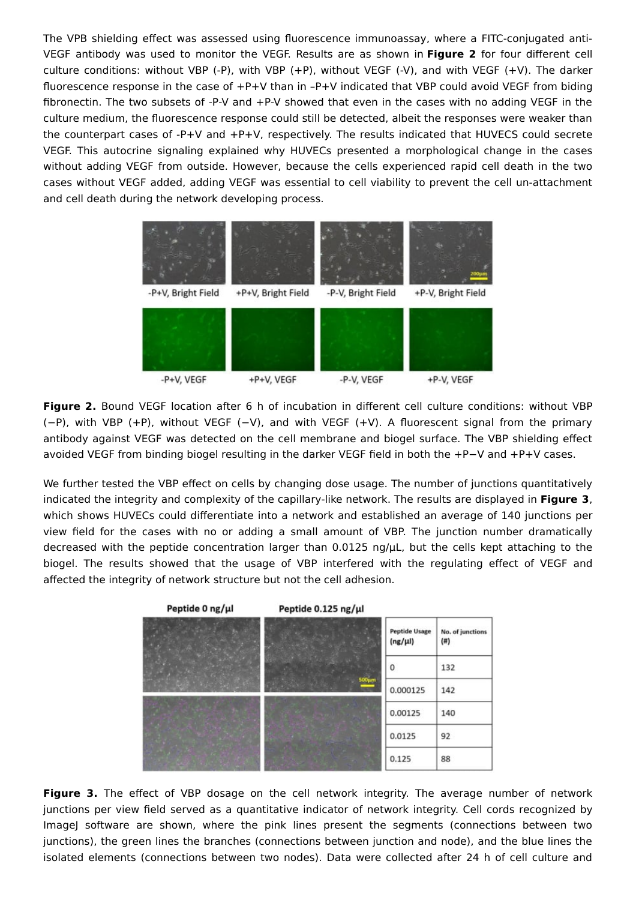The VPB shielding effect was assessed using fluorescence immunoassay, where a FITC-conjugated anti-VEGF antibody was used to monitor the VEGF. Results are as shown in **Figure 2** for four different cell culture conditions: without VBP (-P), with VBP (+P), without VEGF (-V), and with VEGF (+V). The darker fluorescence response in the case of +P+V than in –P+V indicated that VBP could avoid VEGF from biding fibronectin. The two subsets of -P-V and +P-V showed that even in the cases with no adding VEGF in the culture medium, the fluorescence response could still be detected, albeit the responses were weaker than the counterpart cases of -P+V and +P+V, respectively. The results indicated that HUVECS could secrete VEGF. This autocrine signaling explained why HUVECs presented a morphological change in the cases without adding VEGF from outside. However, because the cells experienced rapid cell death in the two cases without VEGF added, adding VEGF was essential to cell viability to prevent the cell un-attachment and cell death during the network developing process.

-P+V, Bright Field | +P+V, Bright Field | -P-V, Bright Field | +P-V, Bright Field

-P+V, VEGF | +P+V, VEGF | -P-V, VEGF | +P-V, VEGF

**Figure 2.** Bound VEGF location after 6 h of incubation in different cell culture conditions: without VBP (−P), with VBP (+P), without VEGF (−V), and with VEGF (+V). A fluorescent signal from the primary antibody against VEGF was detected on the cell membrane and biogel surface. The VBP shielding effect avoided VEGF from binding biogel resulting in the darker VEGF field in both the +P−V and +P+V cases.

We further tested the VBP effect on cells by changing dose usage. The number of junctions quantitatively indicated the integrity and complexity of the capillary-like network. The results are displayed in **Figure 3**, which shows HUVECs could differentiate into a network and established an average of 140 junctions per view field for the cases with no or adding a small amount of VBP. The junction number dramatically decreased with the peptide concentration larger than 0.0125 ng/μL, but the cells kept attaching to the biogel. The results showed that the usage of VBP interfered with the regulating effect of VEGF and affected the integrity of network structure but not the cell adhesion.

Peptide 0 ng/μl | Peptide 0.125 ng/μl

| Peptide Usage (ng/μl) | No. of junctions (#) |
| --- | --- |
| 0 | 132 |
| 0.000125 | 142 |
| 0.00125 | 140 |
| 0.0125 | 92 |
| 0.125 | 88 |

**Figure 3.** The effect of VBP dosage on the cell network integrity. The average number of network junctions per view field served as a quantitative indicator of network integrity. Cell cords recognized by ImageJ software are shown, where the pink lines present the segments (connections between two junctions), the green lines the branches (connections between junction and node), and the blue lines the isolated elements (connections between two nodes). Data were collected after 24 h of cell culture and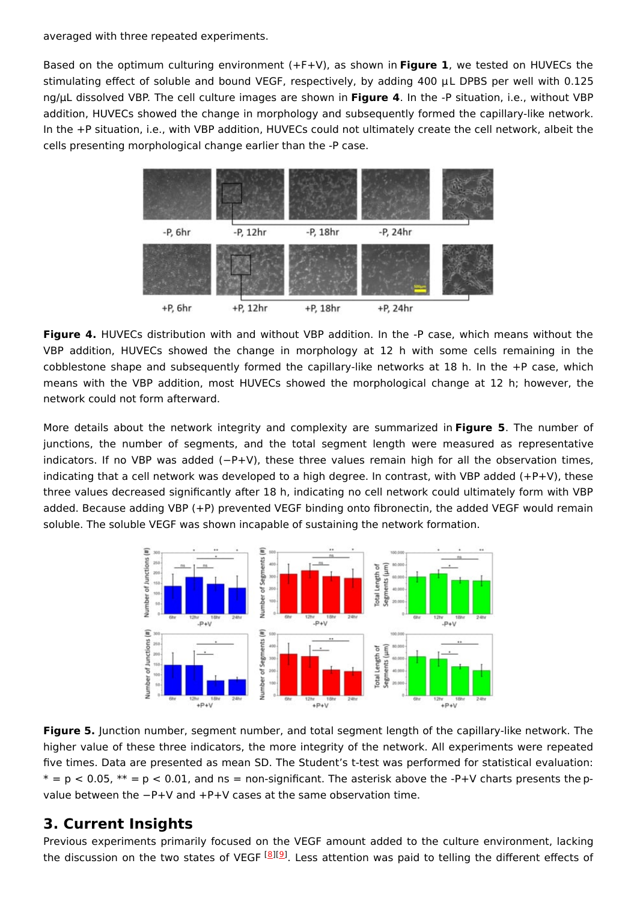averaged with three repeated experiments.

Based on the optimum culturing environment (+F+V), as shown in **Figure 1**, we tested on HUVECs the stimulating effect of soluble and bound VEGF, respectively, by adding 400 μL DPBS per well with 0.125 ng/μL dissolved VBP. The cell culture images are shown in **Figure 4**. In the -P situation, i.e., without VBP addition, HUVECs showed the change in morphology and subsequently formed the capillary-like network. In the +P situation, i.e., with VBP addition, HUVECs could not ultimately create the cell network, albeit the cells presenting morphological change earlier than the -P case.

**Figure 4.** HUVECs distribution with and without VBP addition. In the -P case, which means without the VBP addition, HUVECs showed the change in morphology at 12 h with some cells remaining in the cobblestone shape and subsequently formed the capillary-like networks at 18 h. In the +P case, which means with the VBP addition, most HUVECs showed the morphological change at 12 h; however, the network could not form afterward.

More details about the network integrity and complexity are summarized in **Figure 5**. The number of junctions, the number of segments, and the total segment length were measured as representative indicators. If no VBP was added (−P+V), these three values remain high for all the observation times, indicating that a cell network was developed to a high degree. In contrast, with VBP added (+P+V), these three values decreased significantly after 18 h, indicating no cell network could ultimately form with VBP added. Because adding VBP (+P) prevented VEGF binding onto fibronectin, the added VEGF would remain soluble. The soluble VEGF was shown incapable of sustaining the network formation.

**Figure 5.** Junction number, segment number, and total segment length of the capillary-like network. The higher value of these three indicators, the more integrity of the network. All experiments were repeated five times. Data are presented as mean SD. The Student's t-test was performed for statistical evaluation: * = $p < 0.05$, ** = $p < 0.01$, and ns = non-significant. The asterisk above the -P+V charts presents the p-value between the −P+V and +P+V cases at the same observation time.

## 3. Current Insights

Previous experiments primarily focused on the VEGF amount added to the culture environment, lacking the discussion on the two states of VEGF [8][9]. Less attention was paid to telling the different effects of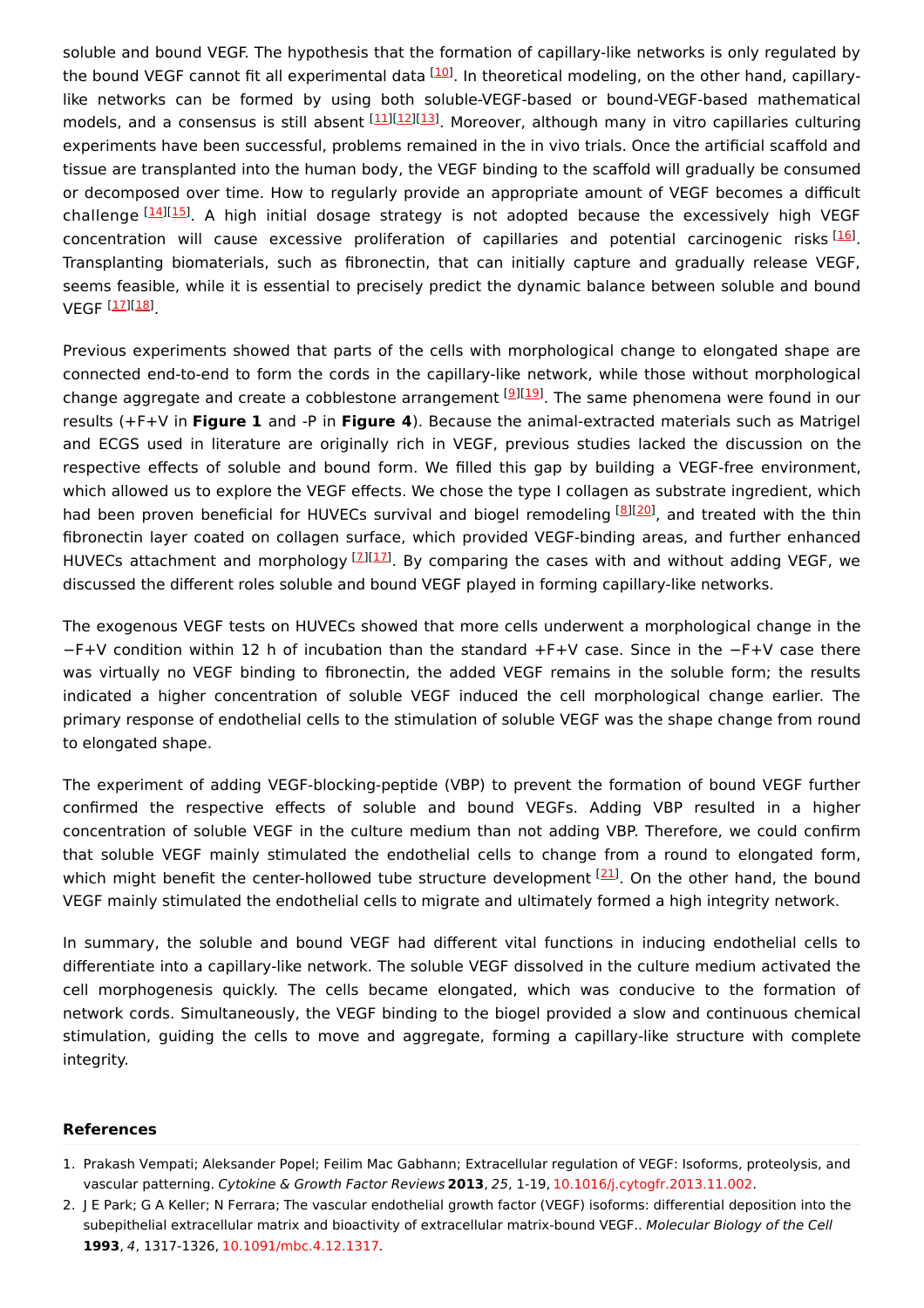soluble and bound VEGF. The hypothesis that the formation of capillary-like networks is only regulated by the bound VEGF cannot fit all experimental data [10]. In theoretical modeling, on the other hand, capillary-like networks can be formed by using both soluble-VEGF-based or bound-VEGF-based mathematical models, and a consensus is still absent [11][12][13]. Moreover, although many in vitro capillaries culturing experiments have been successful, problems remained in the in vivo trials. Once the artificial scaffold and tissue are transplanted into the human body, the VEGF binding to the scaffold will gradually be consumed or decomposed over time. How to regularly provide an appropriate amount of VEGF becomes a difficult challenge [14][15]. A high initial dosage strategy is not adopted because the excessively high VEGF concentration will cause excessive proliferation of capillaries and potential carcinogenic risks [16]. Transplanting biomaterials, such as fibronectin, that can initially capture and gradually release VEGF, seems feasible, while it is essential to precisely predict the dynamic balance between soluble and bound VEGF [17][18].

Previous experiments showed that parts of the cells with morphological change to elongated shape are connected end-to-end to form the cords in the capillary-like network, while those without morphological change aggregate and create a cobblestone arrangement [9][19]. The same phenomena were found in our results (+F+V in **Figure 1** and -P in **Figure 4**). Because the animal-extracted materials such as Matrigel and ECGS used in literature are originally rich in VEGF, previous studies lacked the discussion on the respective effects of soluble and bound form. We filled this gap by building a VEGF-free environment, which allowed us to explore the VEGF effects. We chose the type I collagen as substrate ingredient, which had been proven beneficial for HUVECs survival and biogel remodeling [8][20], and treated with the thin fibronectin layer coated on collagen surface, which provided VEGF-binding areas, and further enhanced HUVECs attachment and morphology [7][17]. By comparing the cases with and without adding VEGF, we discussed the different roles soluble and bound VEGF played in forming capillary-like networks.

The exogenous VEGF tests on HUVECs showed that more cells underwent a morphological change in the −F+V condition within 12 h of incubation than the standard +F+V case. Since in the −F+V case there was virtually no VEGF binding to fibronectin, the added VEGF remains in the soluble form; the results indicated a higher concentration of soluble VEGF induced the cell morphological change earlier. The primary response of endothelial cells to the stimulation of soluble VEGF was the shape change from round to elongated shape.

The experiment of adding VEGF-blocking-peptide (VBP) to prevent the formation of bound VEGF further confirmed the respective effects of soluble and bound VEGFs. Adding VBP resulted in a higher concentration of soluble VEGF in the culture medium than not adding VBP. Therefore, we could confirm that soluble VEGF mainly stimulated the endothelial cells to change from a round to elongated form, which might benefit the center-hollowed tube structure development [21]. On the other hand, the bound VEGF mainly stimulated the endothelial cells to migrate and ultimately formed a high integrity network.

In summary, the soluble and bound VEGF had different vital functions in inducing endothelial cells to differentiate into a capillary-like network. The soluble VEGF dissolved in the culture medium activated the cell morphogenesis quickly. The cells became elongated, which was conducive to the formation of network cords. Simultaneously, the VEGF binding to the biogel provided a slow and continuous chemical stimulation, guiding the cells to move and aggregate, forming a capillary-like structure with complete integrity.

### References

1. Prakash Vempati; Aleksander Popel; Feilim Mac Gabhann; Extracellular regulation of VEGF: Isoforms, proteolysis, and vascular patterning. *Cytokine & Growth Factor Reviews* **2013**, *25*, 1-19, 10.1016/j.cytogfr.2013.11.002.
2. J E Park; G A Keller; N Ferrara; The vascular endothelial growth factor (VEGF) isoforms: differential deposition into the subepithelial extracellular matrix and bioactivity of extracellular matrix-bound VEGF.. *Molecular Biology of the Cell* **1993**, *4*, 1317-1326, 10.1091/mbc.4.12.1317.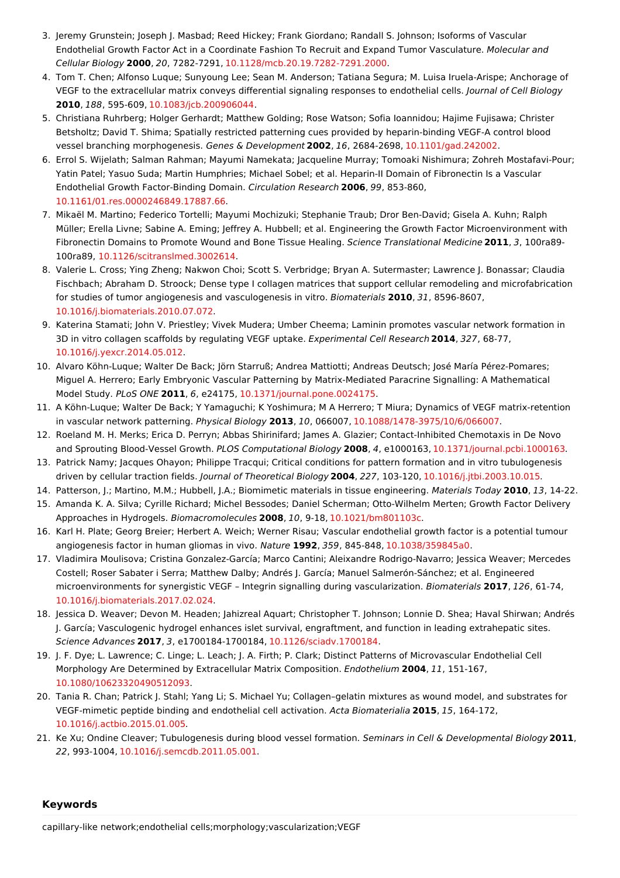3. Jeremy Grunstein; Joseph J. Masbad; Reed Hickey; Frank Giordano; Randall S. Johnson; Isoforms of Vascular Endothelial Growth Factor Act in a Coordinate Fashion To Recruit and Expand Tumor Vasculature. *Molecular and Cellular Biology* **2000**, *20*, 7282-7291, 10.1128/mcb.20.19.7282-7291.2000.
4. Tom T. Chen; Alfonso Luque; Sunyoung Lee; Sean M. Anderson; Tatiana Segura; M. Luisa Iruela-Arispe; Anchorage of VEGF to the extracellular matrix conveys differential signaling responses to endothelial cells. *Journal of Cell Biology* **2010**, *188*, 595-609, 10.1083/jcb.200906044.
5. Christiana Ruhrberg; Holger Gerhardt; Matthew Golding; Rose Watson; Sofia Ioannidou; Hajime Fujisawa; Christer Betsholtz; David T. Shima; Spatially restricted patterning cues provided by heparin-binding VEGF-A control blood vessel branching morphogenesis. *Genes & Development* **2002**, *16*, 2684-2698, 10.1101/gad.242002.
6. Errol S. Wijelath; Salman Rahman; Mayumi Namekata; Jacqueline Murray; Tomoaki Nishimura; Zohreh Mostafavi-Pour; Yatin Patel; Yasuo Suda; Martin Humphries; Michael Sobel; et al. Heparin-II Domain of Fibronectin Is a Vascular Endothelial Growth Factor-Binding Domain. *Circulation Research* **2006**, *99*, 853-860, 10.1161/01.res.0000246849.17887.66.
7. Mikaël M. Martino; Federico Tortelli; Mayumi Mochizuki; Stephanie Traub; Dror Ben-David; Gisela A. Kuhn; Ralph Müller; Erella Livne; Sabine A. Eming; Jeffrey A. Hubbell; et al. Engineering the Growth Factor Microenvironment with Fibronectin Domains to Promote Wound and Bone Tissue Healing. *Science Translational Medicine* **2011**, *3*, 100ra89-100ra89, 10.1126/scitranslmed.3002614.
8. Valerie L. Cross; Ying Zheng; Nakwon Choi; Scott S. Verbridge; Bryan A. Sutermaster; Lawrence J. Bonassar; Claudia Fischbach; Abraham D. Stroock; Dense type I collagen matrices that support cellular remodeling and microfabrication for studies of tumor angiogenesis and vasculogenesis in vitro. *Biomaterials* **2010**, *31*, 8596-8607, 10.1016/j.biomaterials.2010.07.072.
9. Katerina Stamati; John V. Priestley; Vivek Mudera; Umber Cheema; Laminin promotes vascular network formation in 3D in vitro collagen scaffolds by regulating VEGF uptake. *Experimental Cell Research* **2014**, *327*, 68-77, 10.1016/j.yexcr.2014.05.012.
10. Alvaro Köhn-Luque; Walter De Back; Jörn Starruß; Andrea Mattiotti; Andreas Deutsch; José María Pérez-Pomares; Miguel A. Herrero; Early Embryonic Vascular Patterning by Matrix-Mediated Paracrine Signalling: A Mathematical Model Study. *PLoS ONE* **2011**, *6*, e24175, 10.1371/journal.pone.0024175.
11. A Köhn-Luque; Walter De Back; Y Yamaguchi; K Yoshimura; M A Herrero; T Miura; Dynamics of VEGF matrix-retention in vascular network patterning. *Physical Biology* **2013**, *10*, 066007, 10.1088/1478-3975/10/6/066007.
12. Roeland M. H. Merks; Erica D. Perryn; Abbas Shirinifard; James A. Glazier; Contact-Inhibited Chemotaxis in De Novo and Sprouting Blood-Vessel Growth. *PLOS Computational Biology* **2008**, *4*, e1000163, 10.1371/journal.pcbi.1000163.
13. Patrick Namy; Jacques Ohayon; Philippe Tracqui; Critical conditions for pattern formation and in vitro tubulogenesis driven by cellular traction fields. *Journal of Theoretical Biology* **2004**, *227*, 103-120, 10.1016/j.jtbi.2003.10.015.
14. Patterson, J.; Martino, M.M.; Hubbell, J.A.; Biomimetic materials in tissue engineering. *Materials Today* **2010**, *13*, 14-22.
15. Amanda K. A. Silva; Cyrille Richard; Michel Bessodes; Daniel Scherman; Otto-Wilhelm Merten; Growth Factor Delivery Approaches in Hydrogels. *Biomacromolecules* **2008**, *10*, 9-18, 10.1021/bm801103c.
16. Karl H. Plate; Georg Breier; Herbert A. Weich; Werner Risau; Vascular endothelial growth factor is a potential tumour angiogenesis factor in human gliomas in vivo. *Nature* **1992**, *359*, 845-848, 10.1038/359845a0.
17. Vladimira Moulisova; Cristina Gonzalez-García; Marco Cantini; Aleixandre Rodrigo-Navarro; Jessica Weaver; Mercedes Costell; Roser Sabater i Serra; Matthew Dalby; Andrés J. García; Manuel Salmerón-Sánchez; et al. Engineered microenvironments for synergistic VEGF – Integrin signalling during vascularization. *Biomaterials* **2017**, *126*, 61-74, 10.1016/j.biomaterials.2017.02.024.
18. Jessica D. Weaver; Devon M. Headen; Jahizreal Aquart; Christopher T. Johnson; Lonnie D. Shea; Haval Shirwan; Andrés J. García; Vasculogenic hydrogel enhances islet survival, engraftment, and function in leading extrahepatic sites. *Science Advances* **2017**, *3*, e1700184-1700184, 10.1126/sciadv.1700184.
19. J. F. Dye; L. Lawrence; C. Linge; L. Leach; J. A. Firth; P. Clark; Distinct Patterns of Microvascular Endothelial Cell Morphology Are Determined by Extracellular Matrix Composition. *Endothelium* **2004**, *11*, 151-167, 10.1080/10623320490512093.
20. Tania R. Chan; Patrick J. Stahl; Yang Li; S. Michael Yu; Collagen–gelatin mixtures as wound model, and substrates for VEGF-mimetic peptide binding and endothelial cell activation. *Acta Biomaterialia* **2015**, *15*, 164-172, 10.1016/j.actbio.2015.01.005.
21. Ke Xu; Ondine Cleaver; Tubulogenesis during blood vessel formation. *Seminars in Cell & Developmental Biology* **2011**, *22*, 993-1004, 10.1016/j.semcdb.2011.05.001.

## Keywords

capillary-like network;endothelial cells;morphology;vascularization;VEGF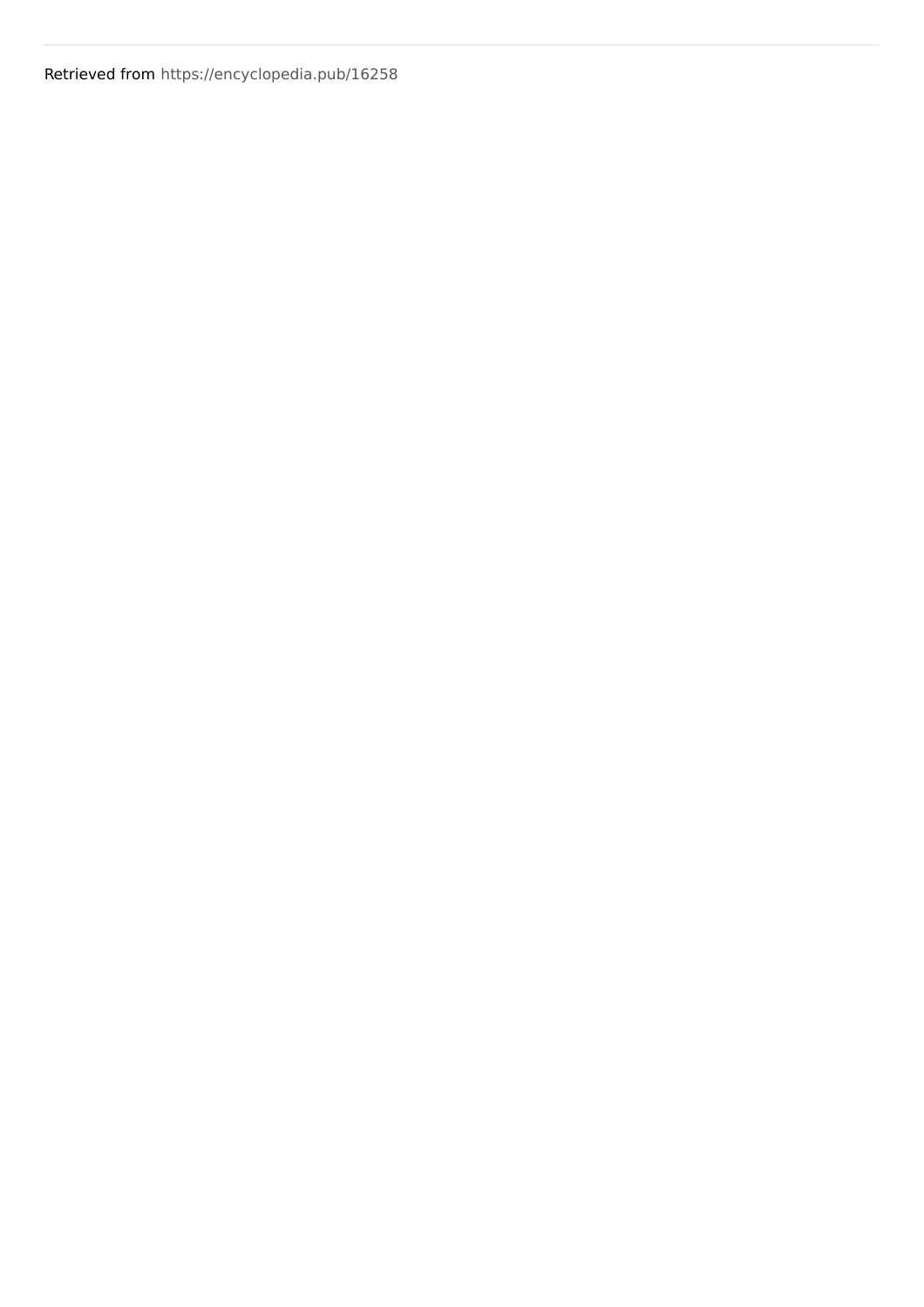Retrieved from https://encyclopedia.pub/16258